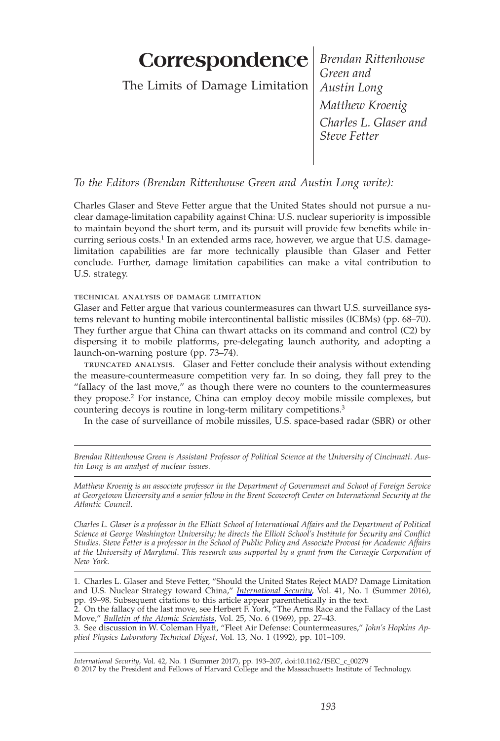# Correspondence

## The Limits of Damage Limitation

*Brendan Rittenhouse Green and Austin Long*
*Matthew Kroenig*
*Charles L. Glaser and Steve Fetter*

*To the Editors (Brendan Rittenhouse Green and Austin Long write):*

Charles Glaser and Steve Fetter argue that the United States should not pursue a nuclear damage-limitation capability against China: U.S. nuclear superiority is impossible to maintain beyond the short term, and its pursuit will provide few benefits while incurring serious costs.[1] In an extended arms race, however, we argue that U.S. damage-limitation capabilities are far more technically plausible than Glaser and Fetter conclude. Further, damage limitation capabilities can make a vital contribution to U.S. strategy.

### technical analysis of damage limitation

Glaser and Fetter argue that various countermeasures can thwart U.S. surveillance systems relevant to hunting mobile intercontinental ballistic missiles (ICBMs) (pp. 68–70). They further argue that China can thwart attacks on its command and control (C2) by dispersing it to mobile platforms, pre-delegating launch authority, and adopting a launch-on-warning posture (pp. 73–74).

truncated analysis. Glaser and Fetter conclude their analysis without extending the measure-countermeasure competition very far. In so doing, they fall prey to the "fallacy of the last move," as though there were no counters to the countermeasures they propose.[2] For instance, China can employ decoy mobile missile complexes, but countering decoys is routine in long-term military competitions.[3]

In the case of surveillance of mobile missiles, U.S. space-based radar (SBR) or other

---

*Brendan Rittenhouse Green is Assistant Professor of Political Science at the University of Cincinnati. Austin Long is an analyst of nuclear issues.*

*Matthew Kroenig is an associate professor in the Department of Government and School of Foreign Service at Georgetown University and a senior fellow in the Brent Scowcroft Center on International Security at the Atlantic Council.*

*Charles L. Glaser is a professor in the Elliott School of International Affairs and the Department of Political Science at George Washington University; he directs the Elliott School's Institute for Security and Conflict Studies. Steve Fetter is a professor in the School of Public Policy and Associate Provost for Academic Affairs at the University of Maryland. This research was supported by a grant from the Carnegie Corporation of New York.*

---

1. Charles L. Glaser and Steve Fetter, "Should the United States Reject MAD? Damage Limitation and U.S. Nuclear Strategy toward China," *International Security*, Vol. 41, No. 1 (Summer 2016), pp. 49–98. Subsequent citations to this article appear parenthetically in the text.
2. On the fallacy of the last move, see Herbert F. York, "The Arms Race and the Fallacy of the Last Move," *Bulletin of the Atomic Scientists*, Vol. 25, No. 6 (1969), pp. 27–43.
3. See discussion in W. Coleman Hyatt, "Fleet Air Defense: Countermeasures," *John's Hopkins Applied Physics Laboratory Technical Digest*, Vol. 13, No. 1 (1992), pp. 101–109.

---

*International Security,* Vol. 42, No. 1 (Summer 2017), pp. 193–207, doi:10.1162/ISEC_c_00279
© 2017 by the President and Fellows of Harvard College and the Massachusetts Institute of Technology.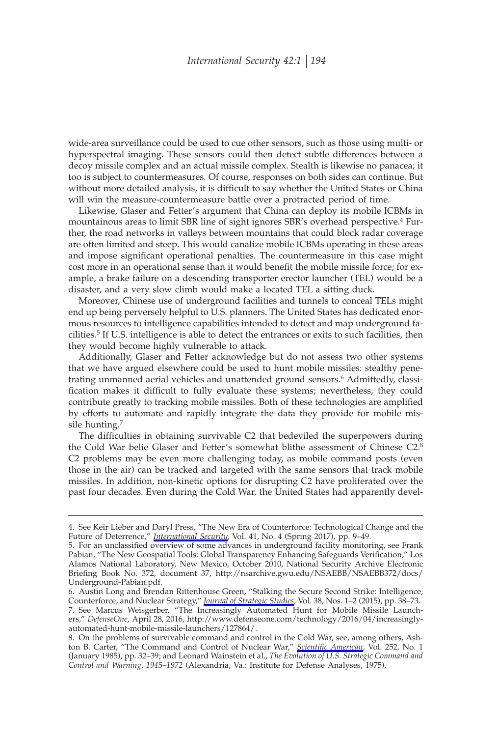wide-area surveillance could be used to cue other sensors, such as those using multi- or hyperspectral imaging. These sensors could then detect subtle differences between a decoy missile complex and an actual missile complex. Stealth is likewise no panacea; it too is subject to countermeasures. Of course, responses on both sides can continue. But without more detailed analysis, it is difficult to say whether the United States or China will win the measure-countermeasure battle over a protracted period of time.

Likewise, Glaser and Fetter's argument that China can deploy its mobile ICBMs in mountainous areas to limit SBR line of sight ignores SBR's overhead perspective.[4] Further, the road networks in valleys between mountains that could block radar coverage are often limited and steep. This would canalize mobile ICBMs operating in these areas and impose significant operational penalties. The countermeasure in this case might cost more in an operational sense than it would benefit the mobile missile force; for example, a brake failure on a descending transporter erector launcher (TEL) would be a disaster, and a very slow climb would make a located TEL a sitting duck.

Moreover, Chinese use of underground facilities and tunnels to conceal TELs might end up being perversely helpful to U.S. planners. The United States has dedicated enormous resources to intelligence capabilities intended to detect and map underground facilities.[5] If U.S. intelligence is able to detect the entrances or exits to such facilities, then they would become highly vulnerable to attack.

Additionally, Glaser and Fetter acknowledge but do not assess two other systems that we have argued elsewhere could be used to hunt mobile missiles: stealthy penetrating unmanned aerial vehicles and unattended ground sensors.[6] Admittedly, classification makes it difficult to fully evaluate these systems; nevertheless, they could contribute greatly to tracking mobile missiles. Both of these technologies are amplified by efforts to automate and rapidly integrate the data they provide for mobile missile hunting.[7]

The difficulties in obtaining survivable C2 that bedeviled the superpowers during the Cold War belie Glaser and Fetter's somewhat blithe assessment of Chinese C2.[8] C2 problems may be even more challenging today, as mobile command posts (even those in the air) can be tracked and targeted with the same sensors that track mobile missiles. In addition, non-kinetic options for disrupting C2 have proliferated over the past four decades. Even during the Cold War, the United States had apparently devel-

---

4. See Keir Lieber and Daryl Press, "The New Era of Counterforce: Technological Change and the Future of Deterrence," *International Security*, Vol. 41, No. 4 (Spring 2017), pp. 9–49.

5. For an unclassified overview of some advances in underground facility monitoring, see Frank Pabian, "The New Geospatial Tools: Global Transparency Enhancing Safeguards Verification," Los Alamos National Laboratory, New Mexico, October 2010, National Security Archive Electronic Briefing Book No. 372, document 37, http://nsarchive.gwu.edu/NSAEBB/NSAEBB372/docs/Underground-Pabian.pdf.

6. Austin Long and Brendan Rittenhouse Green, "Stalking the Secure Second Strike: Intelligence, Counterforce, and Nuclear Strategy," *Journal of Strategic Studies*, Vol. 38, Nos. 1–2 (2015), pp. 38–73.

7. See Marcus Weisgerber, "The Increasingly Automated Hunt for Mobile Missile Launchers," *DefenseOne*, April 28, 2016, http://www.defenseone.com/technology/2016/04/increasingly-automated-hunt-mobile-missile-launchers/127864/.

8. On the problems of survivable command and control in the Cold War, see, among others, Ashton B. Carter, "The Command and Control of Nuclear War," *Scientific American*, Vol. 252, No. 1 (January 1985), pp. 32–39; and Leonard Wainstein et al., *The Evolution of U.S. Strategic Command and Control and Warning, 1945–1972* (Alexandria, Va.: Institute for Defense Analyses, 1975).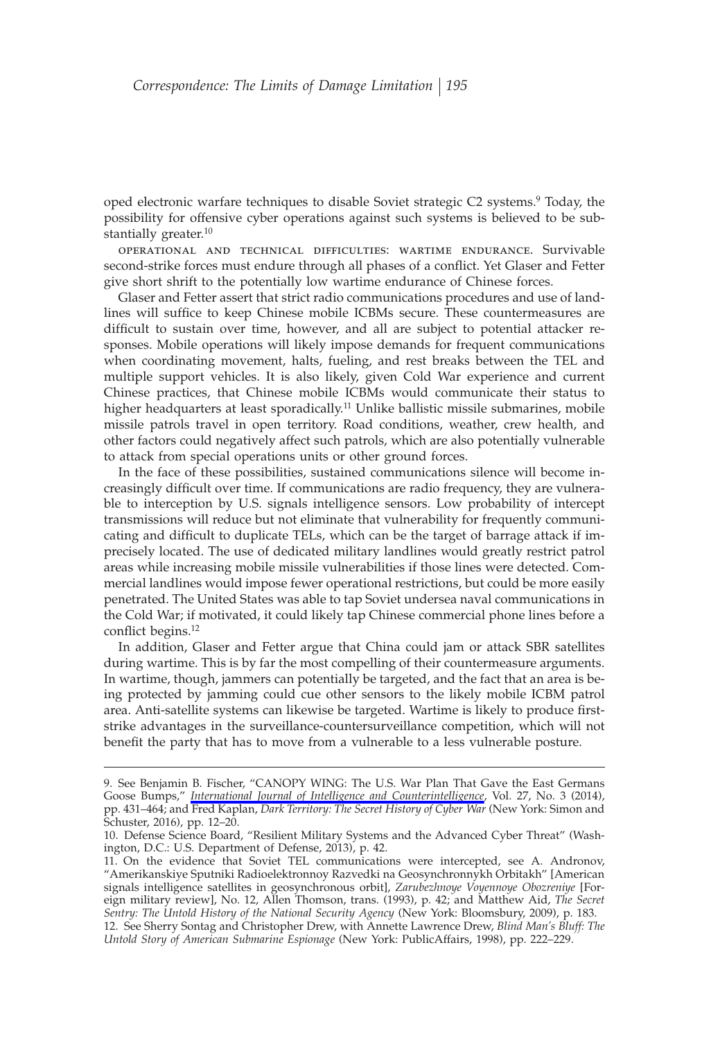oped electronic warfare techniques to disable Soviet strategic C2 systems.[9] Today, the possibility for offensive cyber operations against such systems is believed to be substantially greater.[10]

OPERATIONAL AND TECHNICAL DIFFICULTIES: WARTIME ENDURANCE. Survivable second-strike forces must endure through all phases of a conflict. Yet Glaser and Fetter give short shrift to the potentially low wartime endurance of Chinese forces.

Glaser and Fetter assert that strict radio communications procedures and use of landlines will suffice to keep Chinese mobile ICBMs secure. These countermeasures are difficult to sustain over time, however, and all are subject to potential attacker responses. Mobile operations will likely impose demands for frequent communications when coordinating movement, halts, fueling, and rest breaks between the TEL and multiple support vehicles. It is also likely, given Cold War experience and current Chinese practices, that Chinese mobile ICBMs would communicate their status to higher headquarters at least sporadically.[11] Unlike ballistic missile submarines, mobile missile patrols travel in open territory. Road conditions, weather, crew health, and other factors could negatively affect such patrols, which are also potentially vulnerable to attack from special operations units or other ground forces.

In the face of these possibilities, sustained communications silence will become increasingly difficult over time. If communications are radio frequency, they are vulnerable to interception by U.S. signals intelligence sensors. Low probability of intercept transmissions will reduce but not eliminate that vulnerability for frequently communicating and difficult to duplicate TELs, which can be the target of barrage attack if imprecisely located. The use of dedicated military landlines would greatly restrict patrol areas while increasing mobile missile vulnerabilities if those lines were detected. Commercial landlines would impose fewer operational restrictions, but could be more easily penetrated. The United States was able to tap Soviet undersea naval communications in the Cold War; if motivated, it could likely tap Chinese commercial phone lines before a conflict begins.[12]

In addition, Glaser and Fetter argue that China could jam or attack SBR satellites during wartime. This is by far the most compelling of their countermeasure arguments. In wartime, though, jammers can potentially be targeted, and the fact that an area is being protected by jamming could cue other sensors to the likely mobile ICBM patrol area. Anti-satellite systems can likewise be targeted. Wartime is likely to produce first-strike advantages in the surveillance-countersurveillance competition, which will not benefit the party that has to move from a vulnerable to a less vulnerable posture.

---

9. See Benjamin B. Fischer, "CANOPY WING: The U.S. War Plan That Gave the East Germans Goose Bumps," *International Journal of Intelligence and Counterintelligence*, Vol. 27, No. 3 (2014), pp. 431–464; and Fred Kaplan, *Dark Territory: The Secret History of Cyber War* (New York: Simon and Schuster, 2016), pp. 12–20.

10. Defense Science Board, "Resilient Military Systems and the Advanced Cyber Threat" (Washington, D.C.: U.S. Department of Defense, 2013), p. 42.

11. On the evidence that Soviet TEL communications were intercepted, see A. Andronov, "Amerikanskiye Sputniki Radioelektronnoy Razvedki na Geosynchronnykh Orbitakh" [American signals intelligence satellites in geosynchronous orbit], *Zarubezhnoye Voyennoye Obozreniye* [Foreign military review], No. 12, Allen Thomson, trans. (1993), p. 42; and Matthew Aid, *The Secret Sentry: The Untold History of the National Security Agency* (New York: Bloomsbury, 2009), p. 183.

12. See Sherry Sontag and Christopher Drew, with Annette Lawrence Drew, *Blind Man's Bluff: The Untold Story of American Submarine Espionage* (New York: PublicAffairs, 1998), pp. 222–229.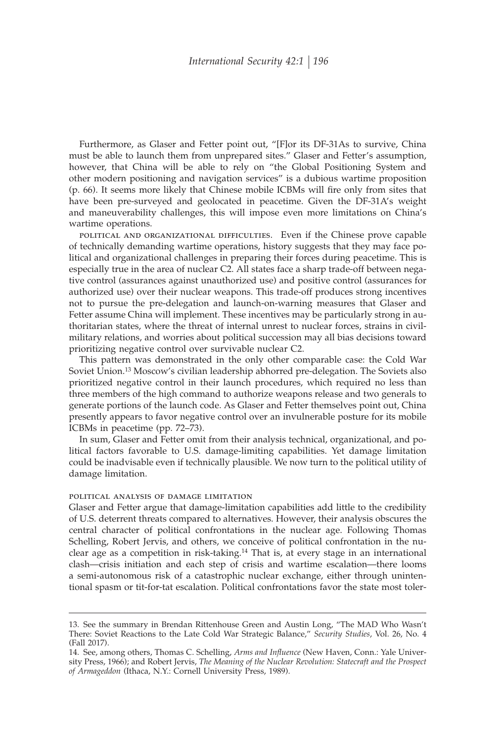Furthermore, as Glaser and Fetter point out, "[F]or its DF-31As to survive, China must be able to launch them from unprepared sites." Glaser and Fetter's assumption, however, that China will be able to rely on "the Global Positioning System and other modern positioning and navigation services" is a dubious wartime proposition (p. 66). It seems more likely that Chinese mobile ICBMs will fire only from sites that have been pre-surveyed and geolocated in peacetime. Given the DF-31A's weight and maneuverability challenges, this will impose even more limitations on China's wartime operations.

political and organizational difficulties. Even if the Chinese prove capable of technically demanding wartime operations, history suggests that they may face political and organizational challenges in preparing their forces during peacetime. This is especially true in the area of nuclear C2. All states face a sharp trade-off between negative control (assurances against unauthorized use) and positive control (assurances for authorized use) over their nuclear weapons. This trade-off produces strong incentives not to pursue the pre-delegation and launch-on-warning measures that Glaser and Fetter assume China will implement. These incentives may be particularly strong in authoritarian states, where the threat of internal unrest to nuclear forces, strains in civil-military relations, and worries about political succession may all bias decisions toward prioritizing negative control over survivable nuclear C2.

This pattern was demonstrated in the only other comparable case: the Cold War Soviet Union.[13] Moscow's civilian leadership abhorred pre-delegation. The Soviets also prioritized negative control in their launch procedures, which required no less than three members of the high command to authorize weapons release and two generals to generate portions of the launch code. As Glaser and Fetter themselves point out, China presently appears to favor negative control over an invulnerable posture for its mobile ICBMs in peacetime (pp. 72–73).

In sum, Glaser and Fetter omit from their analysis technical, organizational, and political factors favorable to U.S. damage-limiting capabilities. Yet damage limitation could be inadvisable even if technically plausible. We now turn to the political utility of damage limitation.

### political analysis of damage limitation

Glaser and Fetter argue that damage-limitation capabilities add little to the credibility of U.S. deterrent threats compared to alternatives. However, their analysis obscures the central character of political confrontations in the nuclear age. Following Thomas Schelling, Robert Jervis, and others, we conceive of political confrontation in the nuclear age as a competition in risk-taking.[14] That is, at every stage in an international clash—crisis initiation and each step of crisis and wartime escalation—there looms a semi-autonomous risk of a catastrophic nuclear exchange, either through unintentional spasm or tit-for-tat escalation. Political confrontations favor the state most toler-

13. See the summary in Brendan Rittenhouse Green and Austin Long, "The MAD Who Wasn't There: Soviet Reactions to the Late Cold War Strategic Balance," *Security Studies*, Vol. 26, No. 4 (Fall 2017).

14. See, among others, Thomas C. Schelling, *Arms and Influence* (New Haven, Conn.: Yale University Press, 1966); and Robert Jervis, *The Meaning of the Nuclear Revolution: Statecraft and the Prospect of Armageddon* (Ithaca, N.Y.: Cornell University Press, 1989).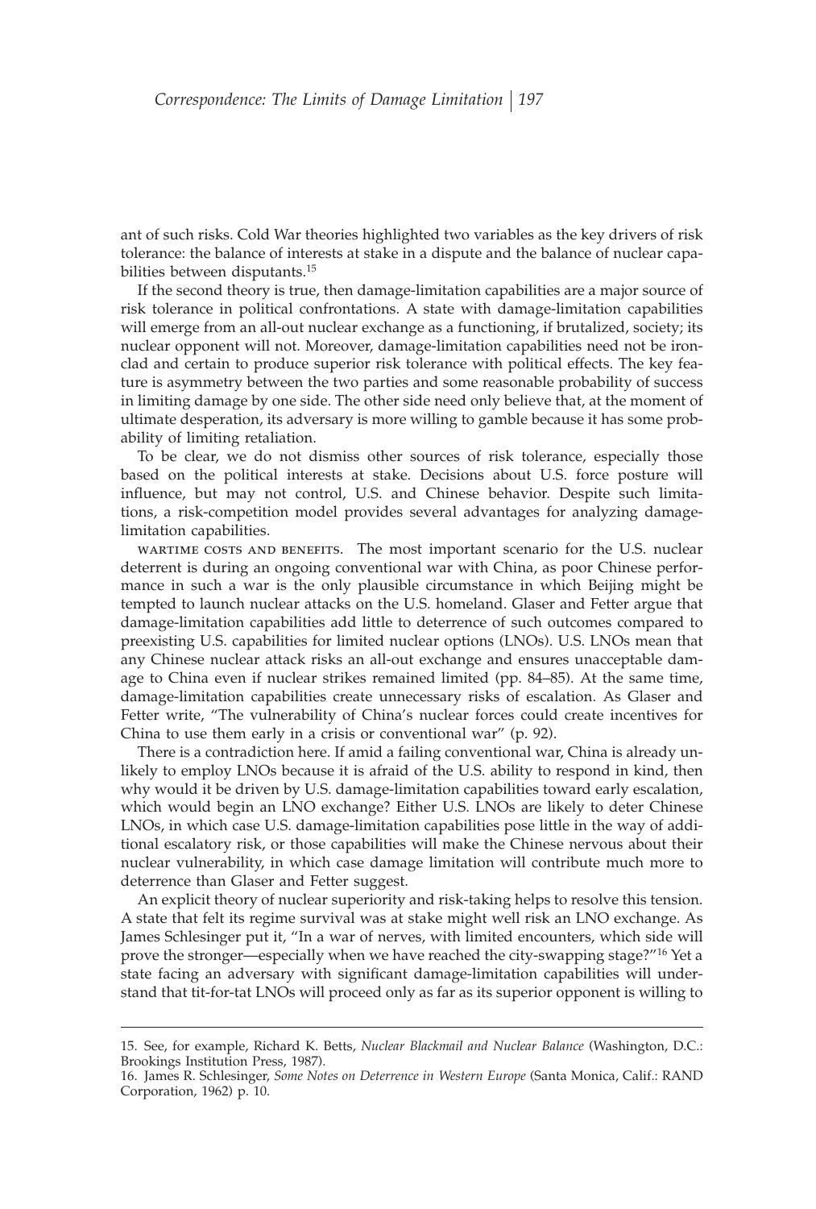ant of such risks. Cold War theories highlighted two variables as the key drivers of risk tolerance: the balance of interests at stake in a dispute and the balance of nuclear capabilities between disputants.[15]

If the second theory is true, then damage-limitation capabilities are a major source of risk tolerance in political confrontations. A state with damage-limitation capabilities will emerge from an all-out nuclear exchange as a functioning, if brutalized, society; its nuclear opponent will not. Moreover, damage-limitation capabilities need not be ironclad and certain to produce superior risk tolerance with political effects. The key feature is asymmetry between the two parties and some reasonable probability of success in limiting damage by one side. The other side need only believe that, at the moment of ultimate desperation, its adversary is more willing to gamble because it has some probability of limiting retaliation.

To be clear, we do not dismiss other sources of risk tolerance, especially those based on the political interests at stake. Decisions about U.S. force posture will influence, but may not control, U.S. and Chinese behavior. Despite such limitations, a risk-competition model provides several advantages for analyzing damage-limitation capabilities.

WARTIME COSTS AND BENEFITS. The most important scenario for the U.S. nuclear deterrent is during an ongoing conventional war with China, as poor Chinese performance in such a war is the only plausible circumstance in which Beijing might be tempted to launch nuclear attacks on the U.S. homeland. Glaser and Fetter argue that damage-limitation capabilities add little to deterrence of such outcomes compared to preexisting U.S. capabilities for limited nuclear options (LNOs). U.S. LNOs mean that any Chinese nuclear attack risks an all-out exchange and ensures unacceptable damage to China even if nuclear strikes remained limited (pp. 84–85). At the same time, damage-limitation capabilities create unnecessary risks of escalation. As Glaser and Fetter write, "The vulnerability of China's nuclear forces could create incentives for China to use them early in a crisis or conventional war" (p. 92).

There is a contradiction here. If amid a failing conventional war, China is already unlikely to employ LNOs because it is afraid of the U.S. ability to respond in kind, then why would it be driven by U.S. damage-limitation capabilities toward early escalation, which would begin an LNO exchange? Either U.S. LNOs are likely to deter Chinese LNOs, in which case U.S. damage-limitation capabilities pose little in the way of additional escalatory risk, or those capabilities will make the Chinese nervous about their nuclear vulnerability, in which case damage limitation will contribute much more to deterrence than Glaser and Fetter suggest.

An explicit theory of nuclear superiority and risk-taking helps to resolve this tension. A state that felt its regime survival was at stake might well risk an LNO exchange. As James Schlesinger put it, "In a war of nerves, with limited encounters, which side will prove the stronger—especially when we have reached the city-swapping stage?"[16] Yet a state facing an adversary with significant damage-limitation capabilities will understand that tit-for-tat LNOs will proceed only as far as its superior opponent is willing to

15. See, for example, Richard K. Betts, *Nuclear Blackmail and Nuclear Balance* (Washington, D.C.: Brookings Institution Press, 1987).

16. James R. Schlesinger, *Some Notes on Deterrence in Western Europe* (Santa Monica, Calif.: RAND Corporation, 1962) p. 10.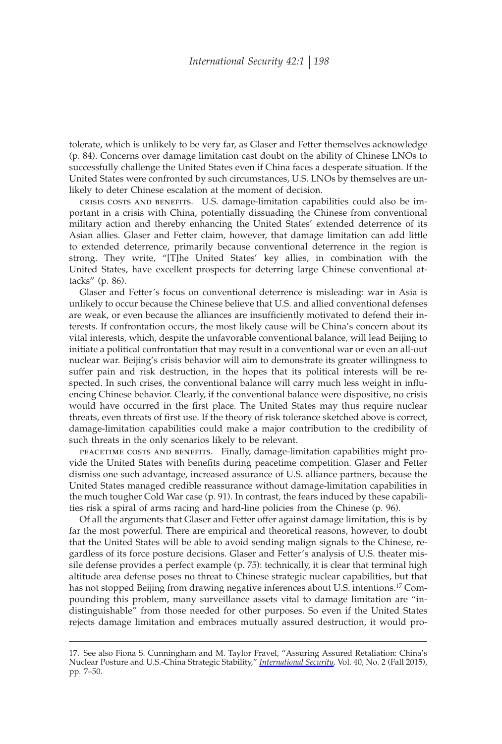tolerate, which is unlikely to be very far, as Glaser and Fetter themselves acknowledge (p. 84). Concerns over damage limitation cast doubt on the ability of Chinese LNOs to successfully challenge the United States even if China faces a desperate situation. If the United States were confronted by such circumstances, U.S. LNOs by themselves are unlikely to deter Chinese escalation at the moment of decision.

CRISIS COSTS AND BENEFITS. U.S. damage-limitation capabilities could also be important in a crisis with China, potentially dissuading the Chinese from conventional military action and thereby enhancing the United States' extended deterrence of its Asian allies. Glaser and Fetter claim, however, that damage limitation can add little to extended deterrence, primarily because conventional deterrence in the region is strong. They write, "[T]he United States' key allies, in combination with the United States, have excellent prospects for deterring large Chinese conventional attacks" (p. 86).

Glaser and Fetter's focus on conventional deterrence is misleading: war in Asia is unlikely to occur because the Chinese believe that U.S. and allied conventional defenses are weak, or even because the alliances are insufficiently motivated to defend their interests. If confrontation occurs, the most likely cause will be China's concern about its vital interests, which, despite the unfavorable conventional balance, will lead Beijing to initiate a political confrontation that may result in a conventional war or even an all-out nuclear war. Beijing's crisis behavior will aim to demonstrate its greater willingness to suffer pain and risk destruction, in the hopes that its political interests will be respected. In such crises, the conventional balance will carry much less weight in influencing Chinese behavior. Clearly, if the conventional balance were dispositive, no crisis would have occurred in the first place. The United States may thus require nuclear threats, even threats of first use. If the theory of risk tolerance sketched above is correct, damage-limitation capabilities could make a major contribution to the credibility of such threats in the only scenarios likely to be relevant.

PEACETIME COSTS AND BENEFITS. Finally, damage-limitation capabilities might provide the United States with benefits during peacetime competition. Glaser and Fetter dismiss one such advantage, increased assurance of U.S. alliance partners, because the United States managed credible reassurance without damage-limitation capabilities in the much tougher Cold War case (p. 91). In contrast, the fears induced by these capabilities risk a spiral of arms racing and hard-line policies from the Chinese (p. 96).

Of all the arguments that Glaser and Fetter offer against damage limitation, this is by far the most powerful. There are empirical and theoretical reasons, however, to doubt that the United States will be able to avoid sending malign signals to the Chinese, regardless of its force posture decisions. Glaser and Fetter's analysis of U.S. theater missile defense provides a perfect example (p. 75): technically, it is clear that terminal high altitude area defense poses no threat to Chinese strategic nuclear capabilities, but that has not stopped Beijing from drawing negative inferences about U.S. intentions.[17] Compounding this problem, many surveillance assets vital to damage limitation are "indistinguishable" from those needed for other purposes. So even if the United States rejects damage limitation and embraces mutually assured destruction, it would pro-

17. See also Fiona S. Cunningham and M. Taylor Fravel, "Assuring Assured Retaliation: China's Nuclear Posture and U.S.-China Strategic Stability," *International Security*, Vol. 40, No. 2 (Fall 2015), pp. 7–50.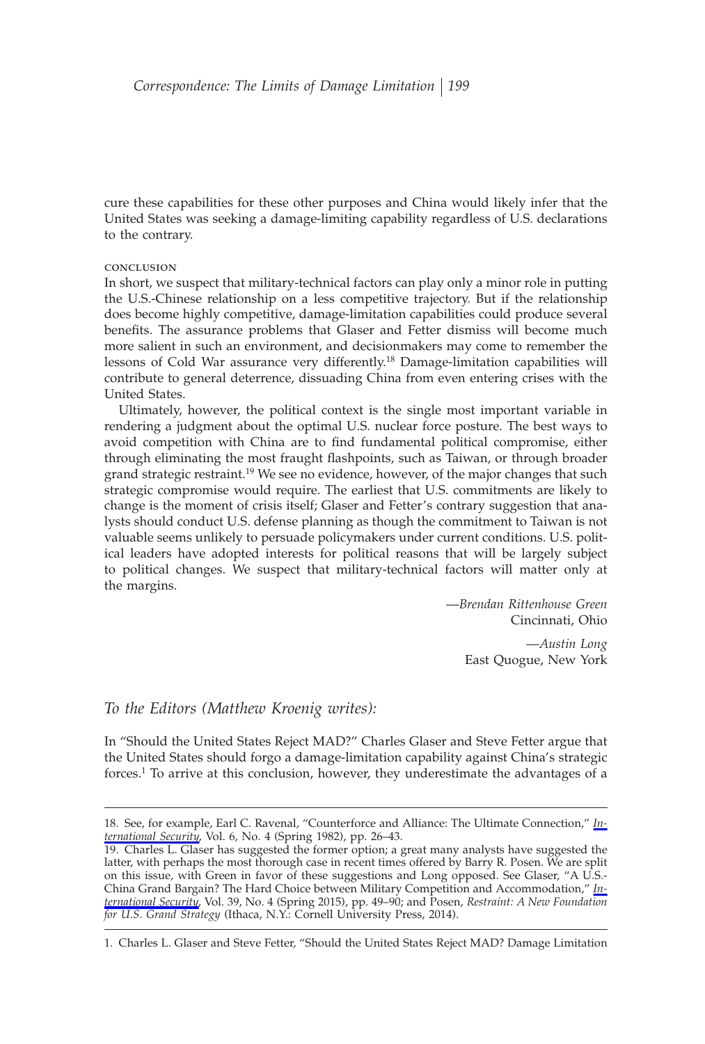cure these capabilities for these other purposes and China would likely infer that the United States was seeking a damage-limiting capability regardless of U.S. declarations to the contrary.

### CONCLUSION

In short, we suspect that military-technical factors can play only a minor role in putting the U.S.-Chinese relationship on a less competitive trajectory. But if the relationship does become highly competitive, damage-limitation capabilities could produce several benefits. The assurance problems that Glaser and Fetter dismiss will become much more salient in such an environment, and decisionmakers may come to remember the lessons of Cold War assurance very differently.[18] Damage-limitation capabilities will contribute to general deterrence, dissuading China from even entering crises with the United States.

Ultimately, however, the political context is the single most important variable in rendering a judgment about the optimal U.S. nuclear force posture. The best ways to avoid competition with China are to find fundamental political compromise, either through eliminating the most fraught flashpoints, such as Taiwan, or through broader grand strategic restraint.[19] We see no evidence, however, of the major changes that such strategic compromise would require. The earliest that U.S. commitments are likely to change is the moment of crisis itself; Glaser and Fetter's contrary suggestion that analysts should conduct U.S. defense planning as though the commitment to Taiwan is not valuable seems unlikely to persuade policymakers under current conditions. U.S. political leaders have adopted interests for political reasons that will be largely subject to political changes. We suspect that military-technical factors will matter only at the margins.

—*Brendan Rittenhouse Green*
Cincinnati, Ohio

—*Austin Long*
East Quogue, New York

*To the Editors (Matthew Kroenig writes):*

In "Should the United States Reject MAD?" Charles Glaser and Steve Fetter argue that the United States should forgo a damage-limitation capability against China's strategic forces.[1] To arrive at this conclusion, however, they underestimate the advantages of a

---

18. See, for example, Earl C. Ravenal, "Counterforce and Alliance: The Ultimate Connection," *International Security*, Vol. 6, No. 4 (Spring 1982), pp. 26–43.

19. Charles L. Glaser has suggested the former option; a great many analysts have suggested the latter, with perhaps the most thorough case in recent times offered by Barry R. Posen. We are split on this issue, with Green in favor of these suggestions and Long opposed. See Glaser, "A U.S.-China Grand Bargain? The Hard Choice between Military Competition and Accommodation," *International Security*, Vol. 39, No. 4 (Spring 2015), pp. 49–90; and Posen, *Restraint: A New Foundation for U.S. Grand Strategy* (Ithaca, N.Y.: Cornell University Press, 2014).

---

1. Charles L. Glaser and Steve Fetter, "Should the United States Reject MAD? Damage Limitation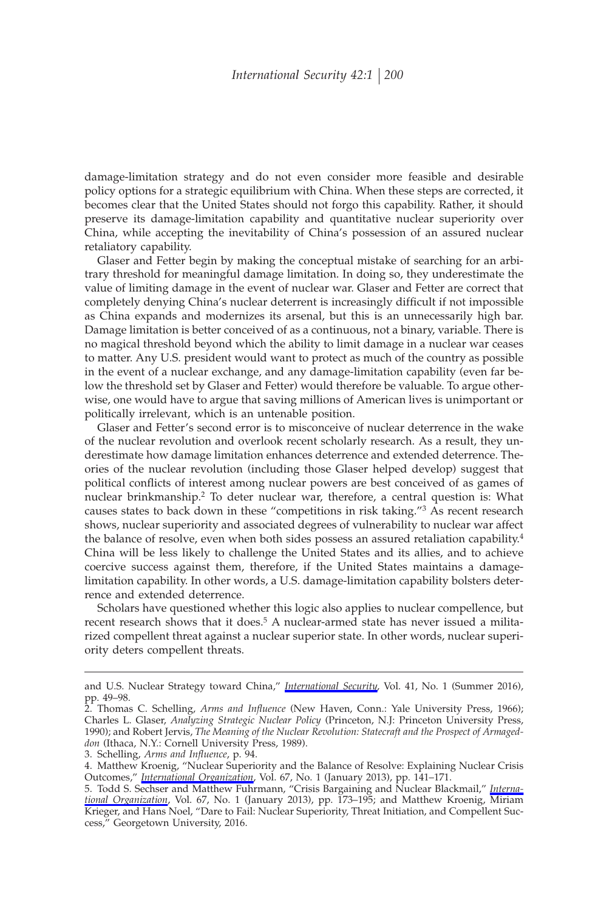damage-limitation strategy and do not even consider more feasible and desirable policy options for a strategic equilibrium with China. When these steps are corrected, it becomes clear that the United States should not forgo this capability. Rather, it should preserve its damage-limitation capability and quantitative nuclear superiority over China, while accepting the inevitability of China's possession of an assured nuclear retaliatory capability.

Glaser and Fetter begin by making the conceptual mistake of searching for an arbitrary threshold for meaningful damage limitation. In doing so, they underestimate the value of limiting damage in the event of nuclear war. Glaser and Fetter are correct that completely denying China's nuclear deterrent is increasingly difficult if not impossible as China expands and modernizes its arsenal, but this is an unnecessarily high bar. Damage limitation is better conceived of as a continuous, not a binary, variable. There is no magical threshold beyond which the ability to limit damage in a nuclear war ceases to matter. Any U.S. president would want to protect as much of the country as possible in the event of a nuclear exchange, and any damage-limitation capability (even far below the threshold set by Glaser and Fetter) would therefore be valuable. To argue otherwise, one would have to argue that saving millions of American lives is unimportant or politically irrelevant, which is an untenable position.

Glaser and Fetter's second error is to misconceive of nuclear deterrence in the wake of the nuclear revolution and overlook recent scholarly research. As a result, they underestimate how damage limitation enhances deterrence and extended deterrence. Theories of the nuclear revolution (including those Glaser helped develop) suggest that political conflicts of interest among nuclear powers are best conceived of as games of nuclear brinkmanship.[2] To deter nuclear war, therefore, a central question is: What causes states to back down in these "competitions in risk taking."[3] As recent research shows, nuclear superiority and associated degrees of vulnerability to nuclear war affect the balance of resolve, even when both sides possess an assured retaliation capability.[4] China will be less likely to challenge the United States and its allies, and to achieve coercive success against them, therefore, if the United States maintains a damage-limitation capability. In other words, a U.S. damage-limitation capability bolsters deterrence and extended deterrence.

Scholars have questioned whether this logic also applies to nuclear compellence, but recent research shows that it does.[5] A nuclear-armed state has never issued a militarized compellent threat against a nuclear superior state. In other words, nuclear superiority deters compellent threats.

---

and U.S. Nuclear Strategy toward China," *International Security*, Vol. 41, No. 1 (Summer 2016), pp. 49–98.

2. Thomas C. Schelling, *Arms and Influence* (New Haven, Conn.: Yale University Press, 1966); Charles L. Glaser, *Analyzing Strategic Nuclear Policy* (Princeton, N.J: Princeton University Press, 1990); and Robert Jervis, *The Meaning of the Nuclear Revolution: Statecraft and the Prospect of Armageddon* (Ithaca, N.Y.: Cornell University Press, 1989).

3. Schelling, *Arms and Influence*, p. 94.

4. Matthew Kroenig, "Nuclear Superiority and the Balance of Resolve: Explaining Nuclear Crisis Outcomes," *International Organization*, Vol. 67, No. 1 (January 2013), pp. 141–171.

5. Todd S. Sechser and Matthew Fuhrmann, "Crisis Bargaining and Nuclear Blackmail," *International Organization*, Vol. 67, No. 1 (January 2013), pp. 173–195; and Matthew Kroenig, Miriam Krieger, and Hans Noel, "Dare to Fail: Nuclear Superiority, Threat Initiation, and Compellent Success," Georgetown University, 2016.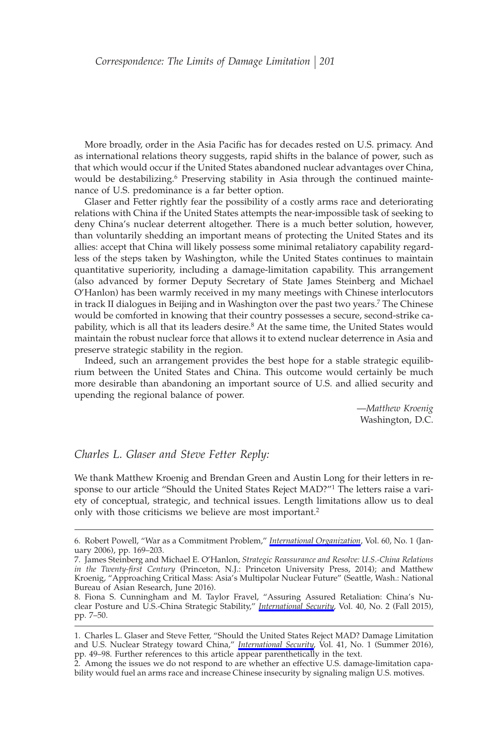More broadly, order in the Asia Pacific has for decades rested on U.S. primacy. And as international relations theory suggests, rapid shifts in the balance of power, such as that which would occur if the United States abandoned nuclear advantages over China, would be destabilizing.[6] Preserving stability in Asia through the continued maintenance of U.S. predominance is a far better option.

Glaser and Fetter rightly fear the possibility of a costly arms race and deteriorating relations with China if the United States attempts the near-impossible task of seeking to deny China's nuclear deterrent altogether. There is a much better solution, however, than voluntarily shedding an important means of protecting the United States and its allies: accept that China will likely possess some minimal retaliatory capability regardless of the steps taken by Washington, while the United States continues to maintain quantitative superiority, including a damage-limitation capability. This arrangement (also advanced by former Deputy Secretary of State James Steinberg and Michael O'Hanlon) has been warmly received in my many meetings with Chinese interlocutors in track II dialogues in Beijing and in Washington over the past two years.[7] The Chinese would be comforted in knowing that their country possesses a secure, second-strike capability, which is all that its leaders desire.[8] At the same time, the United States would maintain the robust nuclear force that allows it to extend nuclear deterrence in Asia and preserve strategic stability in the region.

Indeed, such an arrangement provides the best hope for a stable strategic equilibrium between the United States and China. This outcome would certainly be much more desirable than abandoning an important source of U.S. and allied security and upending the regional balance of power.

—*Matthew Kroenig*
Washington, D.C.

## *Charles L. Glaser and Steve Fetter Reply:*

We thank Matthew Kroenig and Brendan Green and Austin Long for their letters in response to our article "Should the United States Reject MAD?"[1] The letters raise a variety of conceptual, strategic, and technical issues. Length limitations allow us to deal only with those criticisms we believe are most important.[2]

---

6. Robert Powell, "War as a Commitment Problem," *International Organization*, Vol. 60, No. 1 (January 2006), pp. 169–203.

7. James Steinberg and Michael E. O'Hanlon, *Strategic Reassurance and Resolve: U.S.-China Relations in the Twenty-first Century* (Princeton, N.J.: Princeton University Press, 2014); and Matthew Kroenig, "Approaching Critical Mass: Asia's Multipolar Nuclear Future" (Seattle, Wash.: National Bureau of Asian Research, June 2016).

8. Fiona S. Cunningham and M. Taylor Fravel, "Assuring Assured Retaliation: China's Nuclear Posture and U.S.-China Strategic Stability," *International Security*, Vol. 40, No. 2 (Fall 2015), pp. 7–50.

---

1. Charles L. Glaser and Steve Fetter, "Should the United States Reject MAD? Damage Limitation and U.S. Nuclear Strategy toward China," *International Security*, Vol. 41, No. 1 (Summer 2016), pp. 49–98. Further references to this article appear parenthetically in the text.

2. Among the issues we do not respond to are whether an effective U.S. damage-limitation capability would fuel an arms race and increase Chinese insecurity by signaling malign U.S. motives.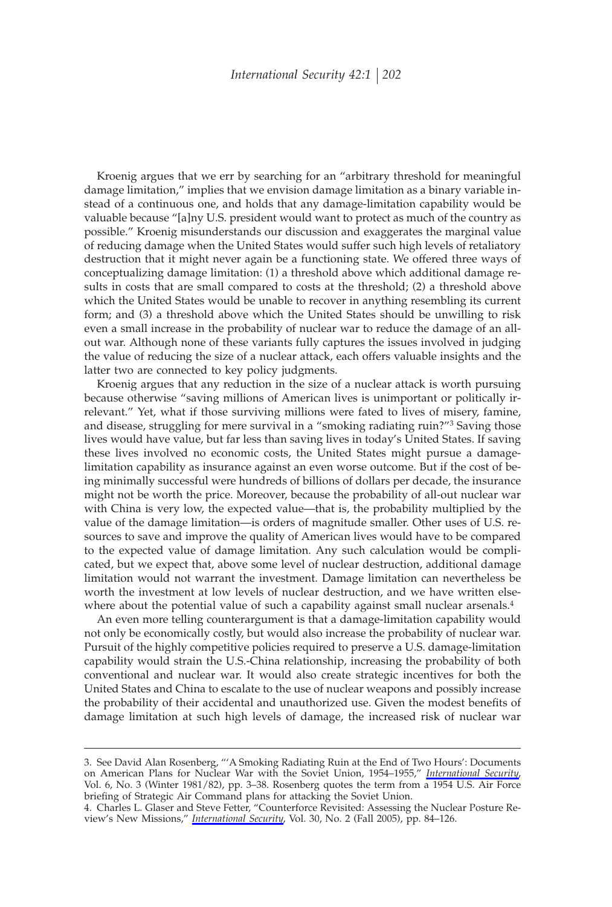Kroenig argues that we err by searching for an "arbitrary threshold for meaningful damage limitation," implies that we envision damage limitation as a binary variable instead of a continuous one, and holds that any damage-limitation capability would be valuable because "[a]ny U.S. president would want to protect as much of the country as possible." Kroenig misunderstands our discussion and exaggerates the marginal value of reducing damage when the United States would suffer such high levels of retaliatory destruction that it might never again be a functioning state. We offered three ways of conceptualizing damage limitation: (1) a threshold above which additional damage results in costs that are small compared to costs at the threshold; (2) a threshold above which the United States would be unable to recover in anything resembling its current form; and (3) a threshold above which the United States should be unwilling to risk even a small increase in the probability of nuclear war to reduce the damage of an all-out war. Although none of these variants fully captures the issues involved in judging the value of reducing the size of a nuclear attack, each offers valuable insights and the latter two are connected to key policy judgments.

Kroenig argues that any reduction in the size of a nuclear attack is worth pursuing because otherwise "saving millions of American lives is unimportant or politically irrelevant." Yet, what if those surviving millions were fated to lives of misery, famine, and disease, struggling for mere survival in a "smoking radiating ruin?"[3] Saving those lives would have value, but far less than saving lives in today's United States. If saving these lives involved no economic costs, the United States might pursue a damage-limitation capability as insurance against an even worse outcome. But if the cost of being minimally successful were hundreds of billions of dollars per decade, the insurance might not be worth the price. Moreover, because the probability of all-out nuclear war with China is very low, the expected value—that is, the probability multiplied by the value of the damage limitation—is orders of magnitude smaller. Other uses of U.S. resources to save and improve the quality of American lives would have to be compared to the expected value of damage limitation. Any such calculation would be complicated, but we expect that, above some level of nuclear destruction, additional damage limitation would not warrant the investment. Damage limitation can nevertheless be worth the investment at low levels of nuclear destruction, and we have written elsewhere about the potential value of such a capability against small nuclear arsenals.[4]

An even more telling counterargument is that a damage-limitation capability would not only be economically costly, but would also increase the probability of nuclear war. Pursuit of the highly competitive policies required to preserve a U.S. damage-limitation capability would strain the U.S.-China relationship, increasing the probability of both conventional and nuclear war. It would also create strategic incentives for both the United States and China to escalate to the use of nuclear weapons and possibly increase the probability of their accidental and unauthorized use. Given the modest benefits of damage limitation at such high levels of damage, the increased risk of nuclear war

---

3. See David Alan Rosenberg, "'A Smoking Radiating Ruin at the End of Two Hours': Documents on American Plans for Nuclear War with the Soviet Union, 1954–1955," *International Security*, Vol. 6, No. 3 (Winter 1981/82), pp. 3–38. Rosenberg quotes the term from a 1954 U.S. Air Force briefing of Strategic Air Command plans for attacking the Soviet Union.

4. Charles L. Glaser and Steve Fetter, "Counterforce Revisited: Assessing the Nuclear Posture Review's New Missions," *International Security*, Vol. 30, No. 2 (Fall 2005), pp. 84–126.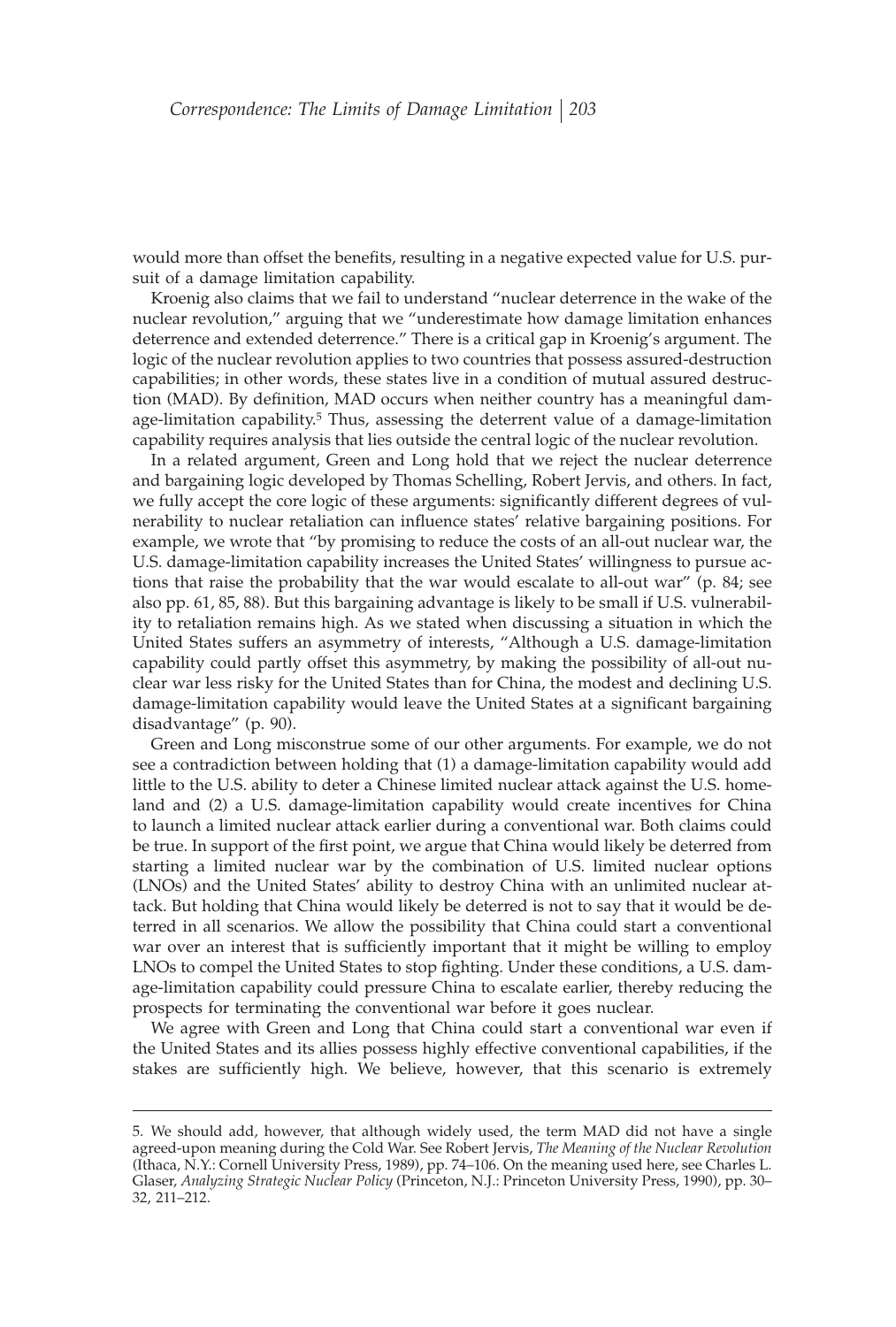would more than offset the benefits, resulting in a negative expected value for U.S. pursuit of a damage limitation capability.

Kroenig also claims that we fail to understand "nuclear deterrence in the wake of the nuclear revolution," arguing that we "underestimate how damage limitation enhances deterrence and extended deterrence." There is a critical gap in Kroenig's argument. The logic of the nuclear revolution applies to two countries that possess assured-destruction capabilities; in other words, these states live in a condition of mutual assured destruction (MAD). By definition, MAD occurs when neither country has a meaningful damage-limitation capability.[5] Thus, assessing the deterrent value of a damage-limitation capability requires analysis that lies outside the central logic of the nuclear revolution.

In a related argument, Green and Long hold that we reject the nuclear deterrence and bargaining logic developed by Thomas Schelling, Robert Jervis, and others. In fact, we fully accept the core logic of these arguments: significantly different degrees of vulnerability to nuclear retaliation can influence states' relative bargaining positions. For example, we wrote that "by promising to reduce the costs of an all-out nuclear war, the U.S. damage-limitation capability increases the United States' willingness to pursue actions that raise the probability that the war would escalate to all-out war" (p. 84; see also pp. 61, 85, 88). But this bargaining advantage is likely to be small if U.S. vulnerability to retaliation remains high. As we stated when discussing a situation in which the United States suffers an asymmetry of interests, "Although a U.S. damage-limitation capability could partly offset this asymmetry, by making the possibility of all-out nuclear war less risky for the United States than for China, the modest and declining U.S. damage-limitation capability would leave the United States at a significant bargaining disadvantage" (p. 90).

Green and Long misconstrue some of our other arguments. For example, we do not see a contradiction between holding that (1) a damage-limitation capability would add little to the U.S. ability to deter a Chinese limited nuclear attack against the U.S. homeland and (2) a U.S. damage-limitation capability would create incentives for China to launch a limited nuclear attack earlier during a conventional war. Both claims could be true. In support of the first point, we argue that China would likely be deterred from starting a limited nuclear war by the combination of U.S. limited nuclear options (LNOs) and the United States' ability to destroy China with an unlimited nuclear attack. But holding that China would likely be deterred is not to say that it would be deterred in all scenarios. We allow the possibility that China could start a conventional war over an interest that is sufficiently important that it might be willing to employ LNOs to compel the United States to stop fighting. Under these conditions, a U.S. damage-limitation capability could pressure China to escalate earlier, thereby reducing the prospects for terminating the conventional war before it goes nuclear.

We agree with Green and Long that China could start a conventional war even if the United States and its allies possess highly effective conventional capabilities, if the stakes are sufficiently high. We believe, however, that this scenario is extremely

---

5. We should add, however, that although widely used, the term MAD did not have a single agreed-upon meaning during the Cold War. See Robert Jervis, *The Meaning of the Nuclear Revolution* (Ithaca, N.Y.: Cornell University Press, 1989), pp. 74–106. On the meaning used here, see Charles L. Glaser, *Analyzing Strategic Nuclear Policy* (Princeton, N.J.: Princeton University Press, 1990), pp. 30–32, 211–212.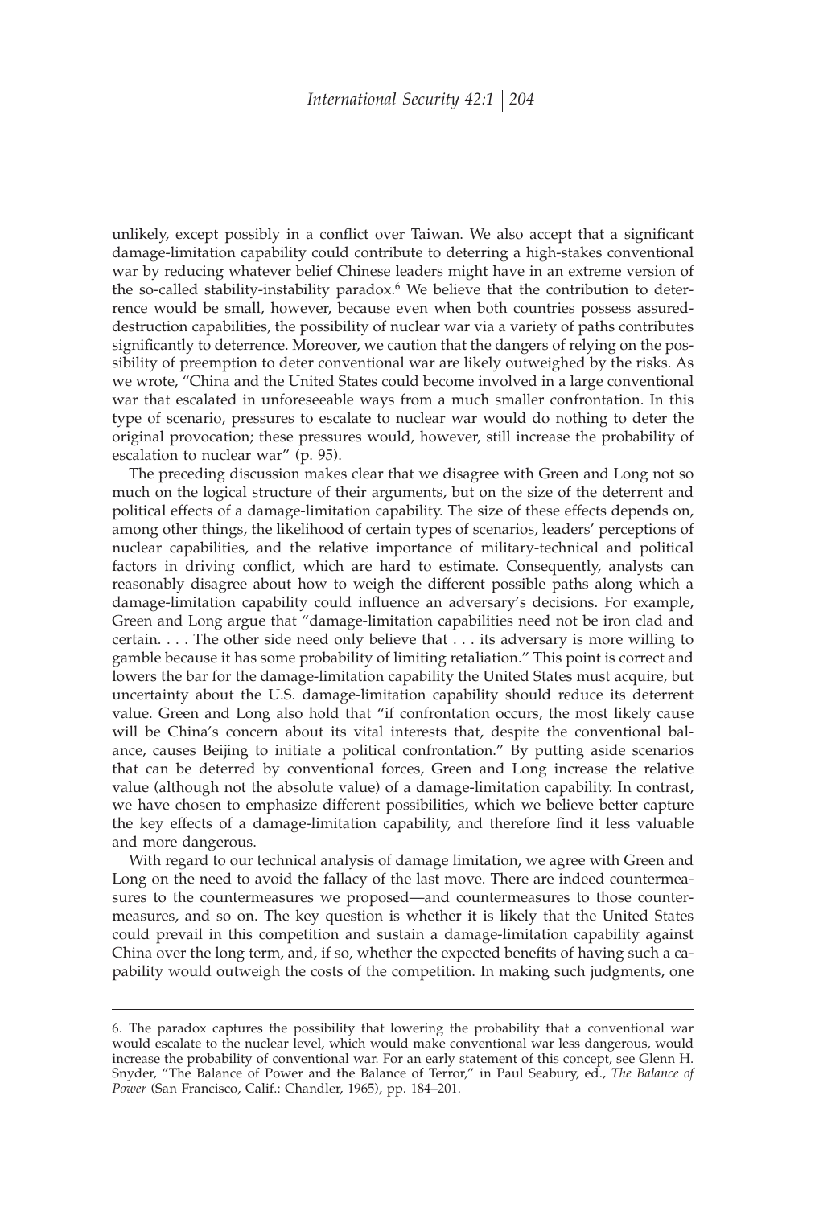unlikely, except possibly in a conflict over Taiwan. We also accept that a significant damage-limitation capability could contribute to deterring a high-stakes conventional war by reducing whatever belief Chinese leaders might have in an extreme version of the so-called stability-instability paradox.[6] We believe that the contribution to deterrence would be small, however, because even when both countries possess assured-destruction capabilities, the possibility of nuclear war via a variety of paths contributes significantly to deterrence. Moreover, we caution that the dangers of relying on the possibility of preemption to deter conventional war are likely outweighed by the risks. As we wrote, "China and the United States could become involved in a large conventional war that escalated in unforeseeable ways from a much smaller confrontation. In this type of scenario, pressures to escalate to nuclear war would do nothing to deter the original provocation; these pressures would, however, still increase the probability of escalation to nuclear war" (p. 95).

The preceding discussion makes clear that we disagree with Green and Long not so much on the logical structure of their arguments, but on the size of the deterrent and political effects of a damage-limitation capability. The size of these effects depends on, among other things, the likelihood of certain types of scenarios, leaders' perceptions of nuclear capabilities, and the relative importance of military-technical and political factors in driving conflict, which are hard to estimate. Consequently, analysts can reasonably disagree about how to weigh the different possible paths along which a damage-limitation capability could influence an adversary's decisions. For example, Green and Long argue that "damage-limitation capabilities need not be iron clad and certain. . . . The other side need only believe that . . . its adversary is more willing to gamble because it has some probability of limiting retaliation." This point is correct and lowers the bar for the damage-limitation capability the United States must acquire, but uncertainty about the U.S. damage-limitation capability should reduce its deterrent value. Green and Long also hold that "if confrontation occurs, the most likely cause will be China's concern about its vital interests that, despite the conventional balance, causes Beijing to initiate a political confrontation." By putting aside scenarios that can be deterred by conventional forces, Green and Long increase the relative value (although not the absolute value) of a damage-limitation capability. In contrast, we have chosen to emphasize different possibilities, which we believe better capture the key effects of a damage-limitation capability, and therefore find it less valuable and more dangerous.

With regard to our technical analysis of damage limitation, we agree with Green and Long on the need to avoid the fallacy of the last move. There are indeed countermeasures to the countermeasures we proposed—and countermeasures to those countermeasures, and so on. The key question is whether it is likely that the United States could prevail in this competition and sustain a damage-limitation capability against China over the long term, and, if so, whether the expected benefits of having such a capability would outweigh the costs of the competition. In making such judgments, one

---

6. The paradox captures the possibility that lowering the probability that a conventional war would escalate to the nuclear level, which would make conventional war less dangerous, would increase the probability of conventional war. For an early statement of this concept, see Glenn H. Snyder, "The Balance of Power and the Balance of Terror," in Paul Seabury, ed., *The Balance of Power* (San Francisco, Calif.: Chandler, 1965), pp. 184–201.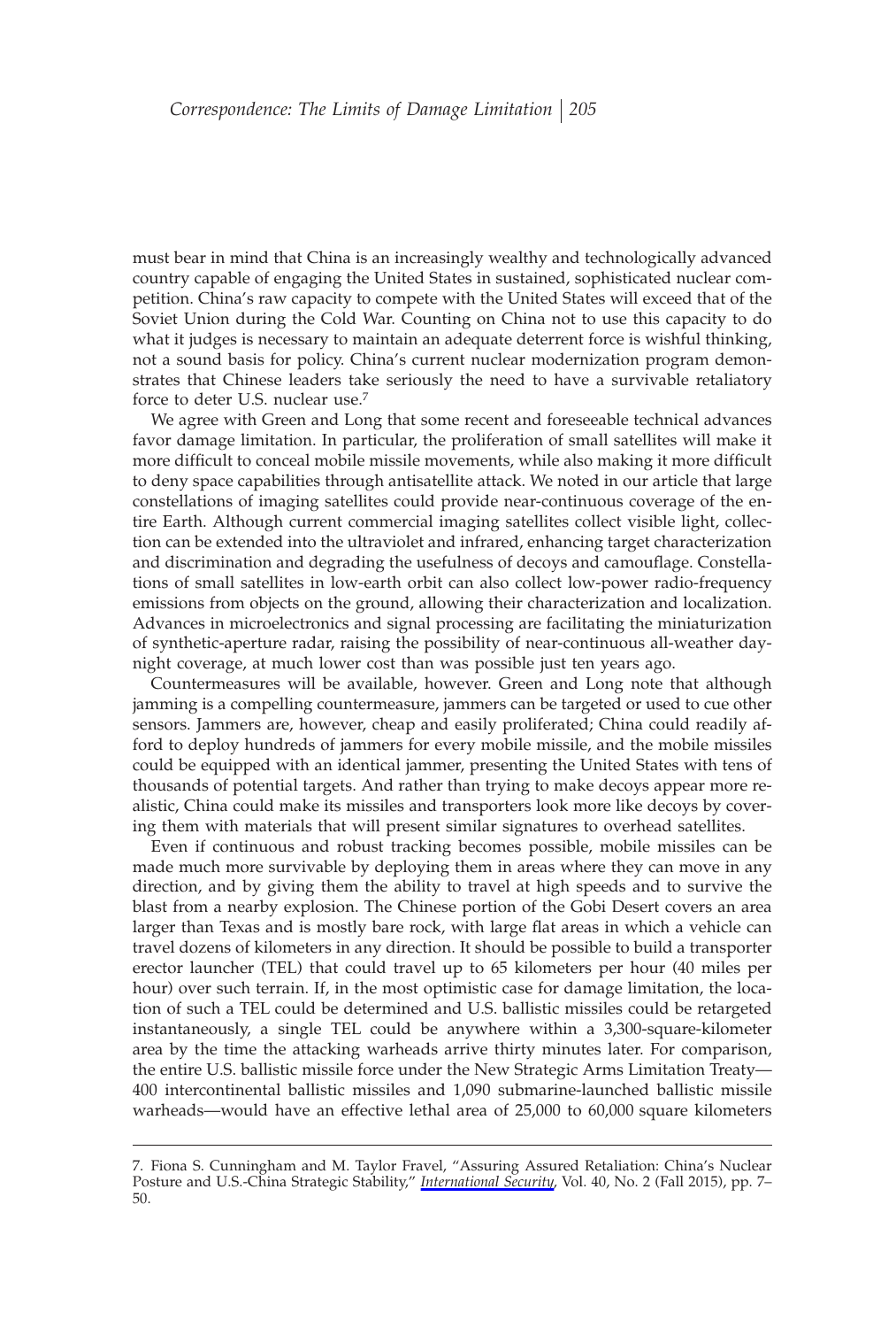must bear in mind that China is an increasingly wealthy and technologically advanced country capable of engaging the United States in sustained, sophisticated nuclear competition. China's raw capacity to compete with the United States will exceed that of the Soviet Union during the Cold War. Counting on China not to use this capacity to do what it judges is necessary to maintain an adequate deterrent force is wishful thinking, not a sound basis for policy. China's current nuclear modernization program demonstrates that Chinese leaders take seriously the need to have a survivable retaliatory force to deter U.S. nuclear use.[7]

We agree with Green and Long that some recent and foreseeable technical advances favor damage limitation. In particular, the proliferation of small satellites will make it more difficult to conceal mobile missile movements, while also making it more difficult to deny space capabilities through antisatellite attack. We noted in our article that large constellations of imaging satellites could provide near-continuous coverage of the entire Earth. Although current commercial imaging satellites collect visible light, collection can be extended into the ultraviolet and infrared, enhancing target characterization and discrimination and degrading the usefulness of decoys and camouflage. Constellations of small satellites in low-earth orbit can also collect low-power radio-frequency emissions from objects on the ground, allowing their characterization and localization. Advances in microelectronics and signal processing are facilitating the miniaturization of synthetic-aperture radar, raising the possibility of near-continuous all-weather day-night coverage, at much lower cost than was possible just ten years ago.

Countermeasures will be available, however. Green and Long note that although jamming is a compelling countermeasure, jammers can be targeted or used to cue other sensors. Jammers are, however, cheap and easily proliferated; China could readily afford to deploy hundreds of jammers for every mobile missile, and the mobile missiles could be equipped with an identical jammer, presenting the United States with tens of thousands of potential targets. And rather than trying to make decoys appear more realistic, China could make its missiles and transporters look more like decoys by covering them with materials that will present similar signatures to overhead satellites.

Even if continuous and robust tracking becomes possible, mobile missiles can be made much more survivable by deploying them in areas where they can move in any direction, and by giving them the ability to travel at high speeds and to survive the blast from a nearby explosion. The Chinese portion of the Gobi Desert covers an area larger than Texas and is mostly bare rock, with large flat areas in which a vehicle can travel dozens of kilometers in any direction. It should be possible to build a transporter erector launcher (TEL) that could travel up to 65 kilometers per hour (40 miles per hour) over such terrain. If, in the most optimistic case for damage limitation, the location of such a TEL could be determined and U.S. ballistic missiles could be retargeted instantaneously, a single TEL could be anywhere within a 3,300-square-kilometer area by the time the attacking warheads arrive thirty minutes later. For comparison, the entire U.S. ballistic missile force under the New Strategic Arms Limitation Treaty—400 intercontinental ballistic missiles and 1,090 submarine-launched ballistic missile warheads—would have an effective lethal area of 25,000 to 60,000 square kilometers

7. Fiona S. Cunningham and M. Taylor Fravel, "Assuring Assured Retaliation: China's Nuclear Posture and U.S.-China Strategic Stability," *International Security*, Vol. 40, No. 2 (Fall 2015), pp. 7–50.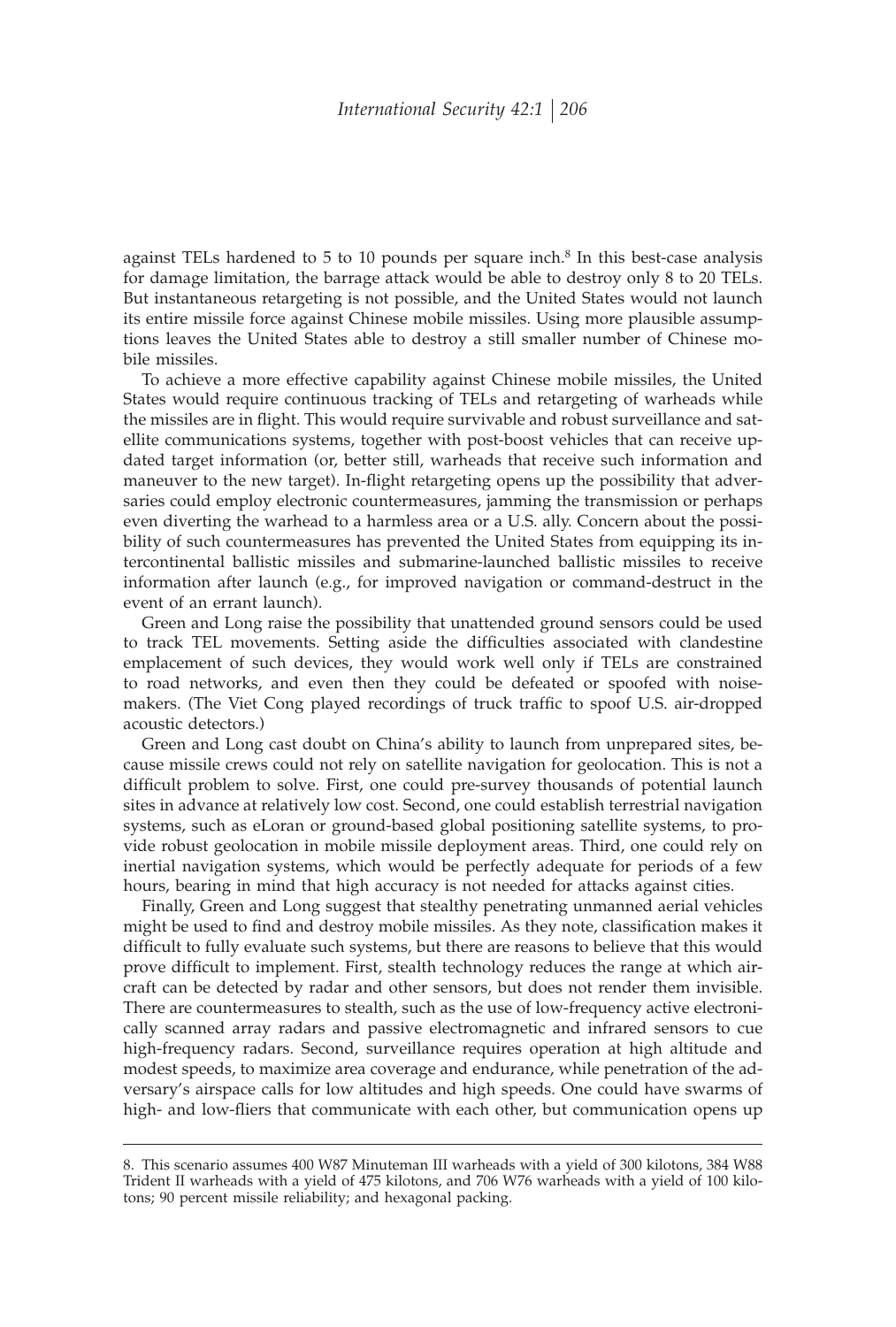against TELs hardened to 5 to 10 pounds per square inch.[8] In this best-case analysis for damage limitation, the barrage attack would be able to destroy only 8 to 20 TELs. But instantaneous retargeting is not possible, and the United States would not launch its entire missile force against Chinese mobile missiles. Using more plausible assumptions leaves the United States able to destroy a still smaller number of Chinese mobile missiles.

To achieve a more effective capability against Chinese mobile missiles, the United States would require continuous tracking of TELs and retargeting of warheads while the missiles are in flight. This would require survivable and robust surveillance and satellite communications systems, together with post-boost vehicles that can receive updated target information (or, better still, warheads that receive such information and maneuver to the new target). In-flight retargeting opens up the possibility that adversaries could employ electronic countermeasures, jamming the transmission or perhaps even diverting the warhead to a harmless area or a U.S. ally. Concern about the possibility of such countermeasures has prevented the United States from equipping its intercontinental ballistic missiles and submarine-launched ballistic missiles to receive information after launch (e.g., for improved navigation or command-destruct in the event of an errant launch).

Green and Long raise the possibility that unattended ground sensors could be used to track TEL movements. Setting aside the difficulties associated with clandestine emplacement of such devices, they would work well only if TELs are constrained to road networks, and even then they could be defeated or spoofed with noisemakers. (The Viet Cong played recordings of truck traffic to spoof U.S. air-dropped acoustic detectors.)

Green and Long cast doubt on China's ability to launch from unprepared sites, because missile crews could not rely on satellite navigation for geolocation. This is not a difficult problem to solve. First, one could pre-survey thousands of potential launch sites in advance at relatively low cost. Second, one could establish terrestrial navigation systems, such as eLoran or ground-based global positioning satellite systems, to provide robust geolocation in mobile missile deployment areas. Third, one could rely on inertial navigation systems, which would be perfectly adequate for periods of a few hours, bearing in mind that high accuracy is not needed for attacks against cities.

Finally, Green and Long suggest that stealthy penetrating unmanned aerial vehicles might be used to find and destroy mobile missiles. As they note, classification makes it difficult to fully evaluate such systems, but there are reasons to believe that this would prove difficult to implement. First, stealth technology reduces the range at which aircraft can be detected by radar and other sensors, but does not render them invisible. There are countermeasures to stealth, such as the use of low-frequency active electronically scanned array radars and passive electromagnetic and infrared sensors to cue high-frequency radars. Second, surveillance requires operation at high altitude and modest speeds, to maximize area coverage and endurance, while penetration of the adversary's airspace calls for low altitudes and high speeds. One could have swarms of high- and low-fliers that communicate with each other, but communication opens up

---

8. This scenario assumes 400 W87 Minuteman III warheads with a yield of 300 kilotons, 384 W88 Trident II warheads with a yield of 475 kilotons, and 706 W76 warheads with a yield of 100 kilotons; 90 percent missile reliability; and hexagonal packing.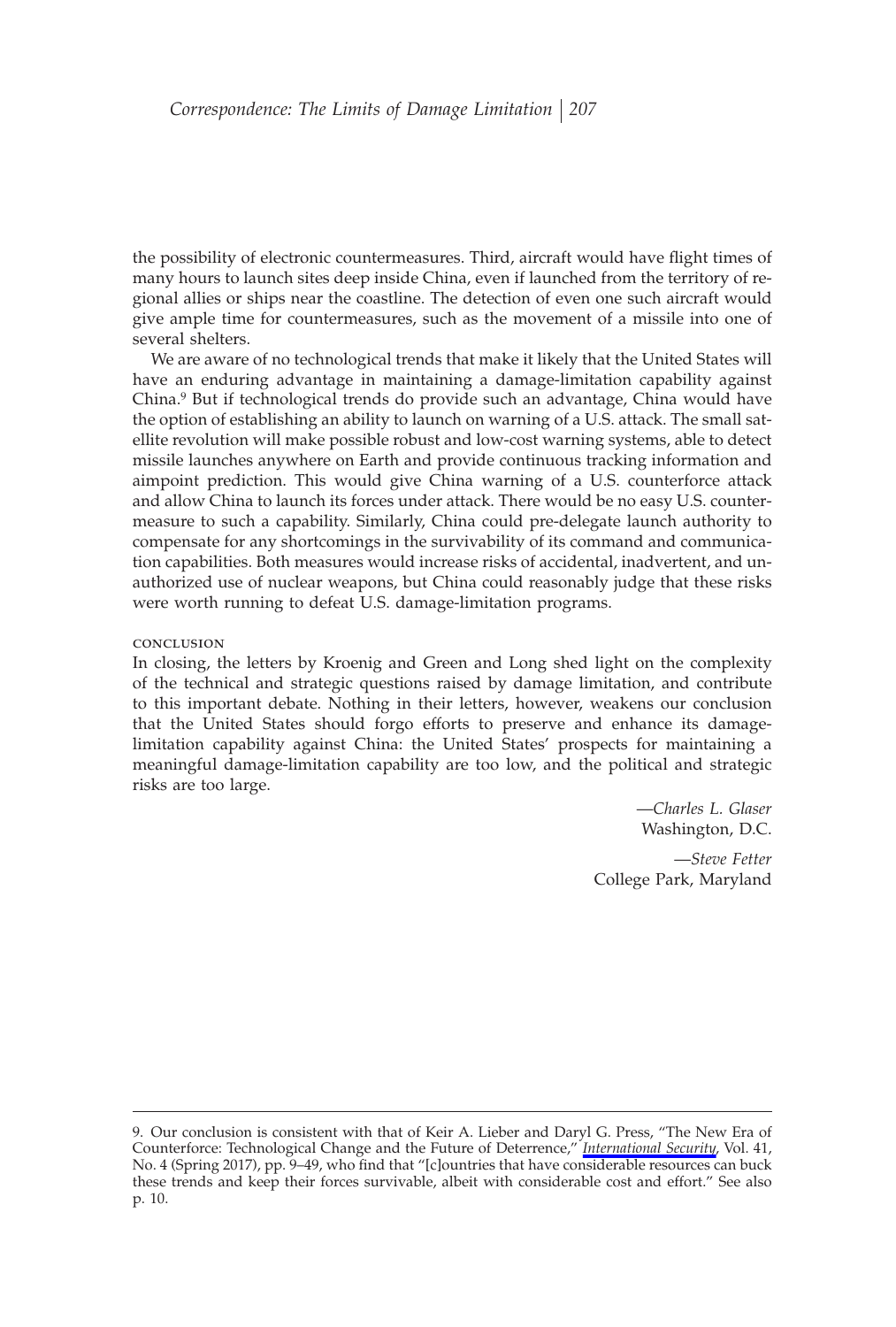the possibility of electronic countermeasures. Third, aircraft would have flight times of many hours to launch sites deep inside China, even if launched from the territory of regional allies or ships near the coastline. The detection of even one such aircraft would give ample time for countermeasures, such as the movement of a missile into one of several shelters.

We are aware of no technological trends that make it likely that the United States will have an enduring advantage in maintaining a damage-limitation capability against China.[9] But if technological trends do provide such an advantage, China would have the option of establishing an ability to launch on warning of a U.S. attack. The small satellite revolution will make possible robust and low-cost warning systems, able to detect missile launches anywhere on Earth and provide continuous tracking information and aimpoint prediction. This would give China warning of a U.S. counterforce attack and allow China to launch its forces under attack. There would be no easy U.S. countermeasure to such a capability. Similarly, China could pre-delegate launch authority to compensate for any shortcomings in the survivability of its command and communication capabilities. Both measures would increase risks of accidental, inadvertent, and unauthorized use of nuclear weapons, but China could reasonably judge that these risks were worth running to defeat U.S. damage-limitation programs.

### CONCLUSION

In closing, the letters by Kroenig and Green and Long shed light on the complexity of the technical and strategic questions raised by damage limitation, and contribute to this important debate. Nothing in their letters, however, weakens our conclusion that the United States should forgo efforts to preserve and enhance its damage-limitation capability against China: the United States' prospects for maintaining a meaningful damage-limitation capability are too low, and the political and strategic risks are too large.

—*Charles L. Glaser*
Washington, D.C.

—*Steve Fetter*
College Park, Maryland

---

9. Our conclusion is consistent with that of Keir A. Lieber and Daryl G. Press, "The New Era of Counterforce: Technological Change and the Future of Deterrence," *International Security*, Vol. 41, No. 4 (Spring 2017), pp. 9–49, who find that "[c]ountries that have considerable resources can buck these trends and keep their forces survivable, albeit with considerable cost and effort." See also p. 10.